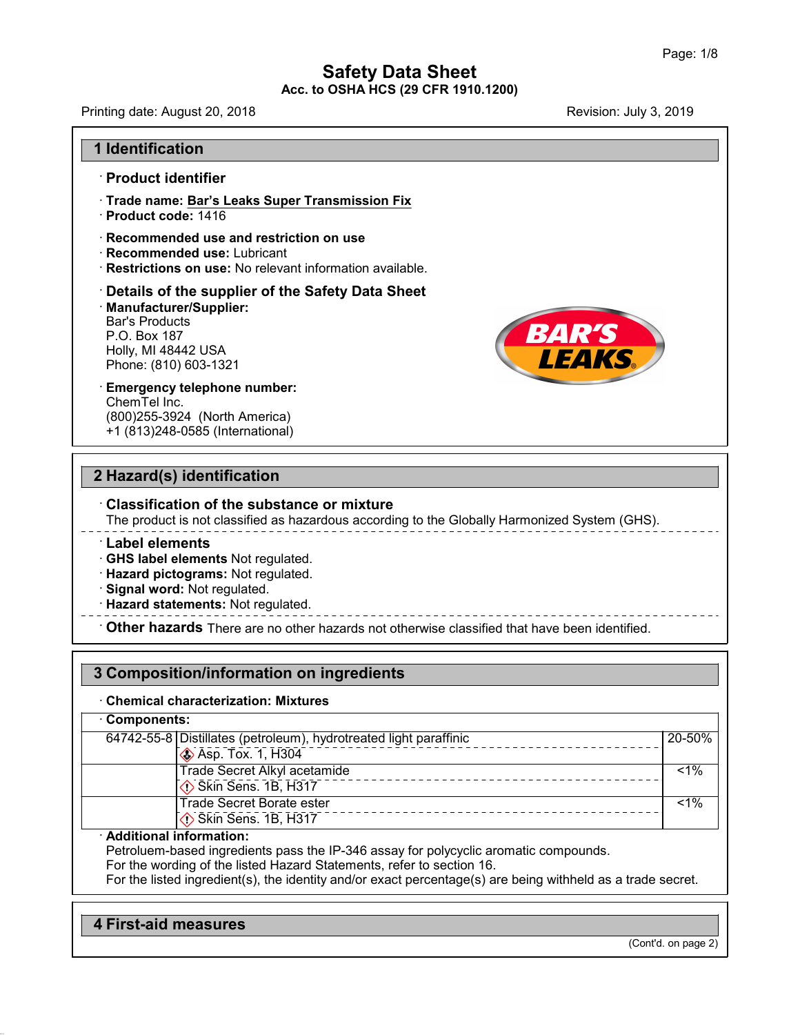# Safety Data Sheet

**Acc. to OSHA HCS (29 CFR 1910.1200)**

Printing date: August 20, 2018 Revision: July 3, 2019

## 1 Identification

· **Product identifier**

· **Trade name: Bar's Leaks Super Transmission Fix**
· **Product code:** 1416

· **Recommended use and restriction on use**
· **Recommended use:** Lubricant
· **Restrictions on use:** No relevant information available.

· **Details of the supplier of the Safety Data Sheet**
· **Manufacturer/Supplier:**
Bar's Products
P.O. Box 187
Holly, MI 48442 USA
Phone: (810) 603-1321

· **Emergency telephone number:**
ChemTel Inc.
(800)255-3924 (North America)
+1 (813)248-0585 (International)

## 2 Hazard(s) identification

· **Classification of the substance or mixture**
The product is not classified as hazardous according to the Globally Harmonized System (GHS).

· **Label elements**
· **GHS label elements** Not regulated.
· **Hazard pictograms:** Not regulated.
· **Signal word:** Not regulated.
· **Hazard statements:** Not regulated.

· **Other hazards** There are no other hazards not otherwise classified that have been identified.

## 3 Composition/information on ingredients

· **Chemical characterization: Mixtures**

· **Components:**

| CAS | Component | % |
|---|---|---|
| 64742-55-8 | Distillates (petroleum), hydrotreated light paraffinic<br>Asp. Tox. 1, H304 | 20-50% |
| | Trade Secret Alkyl acetamide<br>Skin Sens. 1B, H317 | <1% |
| | Trade Secret Borate ester<br>Skin Sens. 1B, H317 | <1% |

· **Additional information:**
Petroluem-based ingredients pass the IP-346 assay for polycyclic aromatic compounds.
For the wording of the listed Hazard Statements, refer to section 16.
For the listed ingredient(s), the identity and/or exact percentage(s) are being withheld as a trade secret.

## 4 First-aid measures

(Cont'd. on page 2)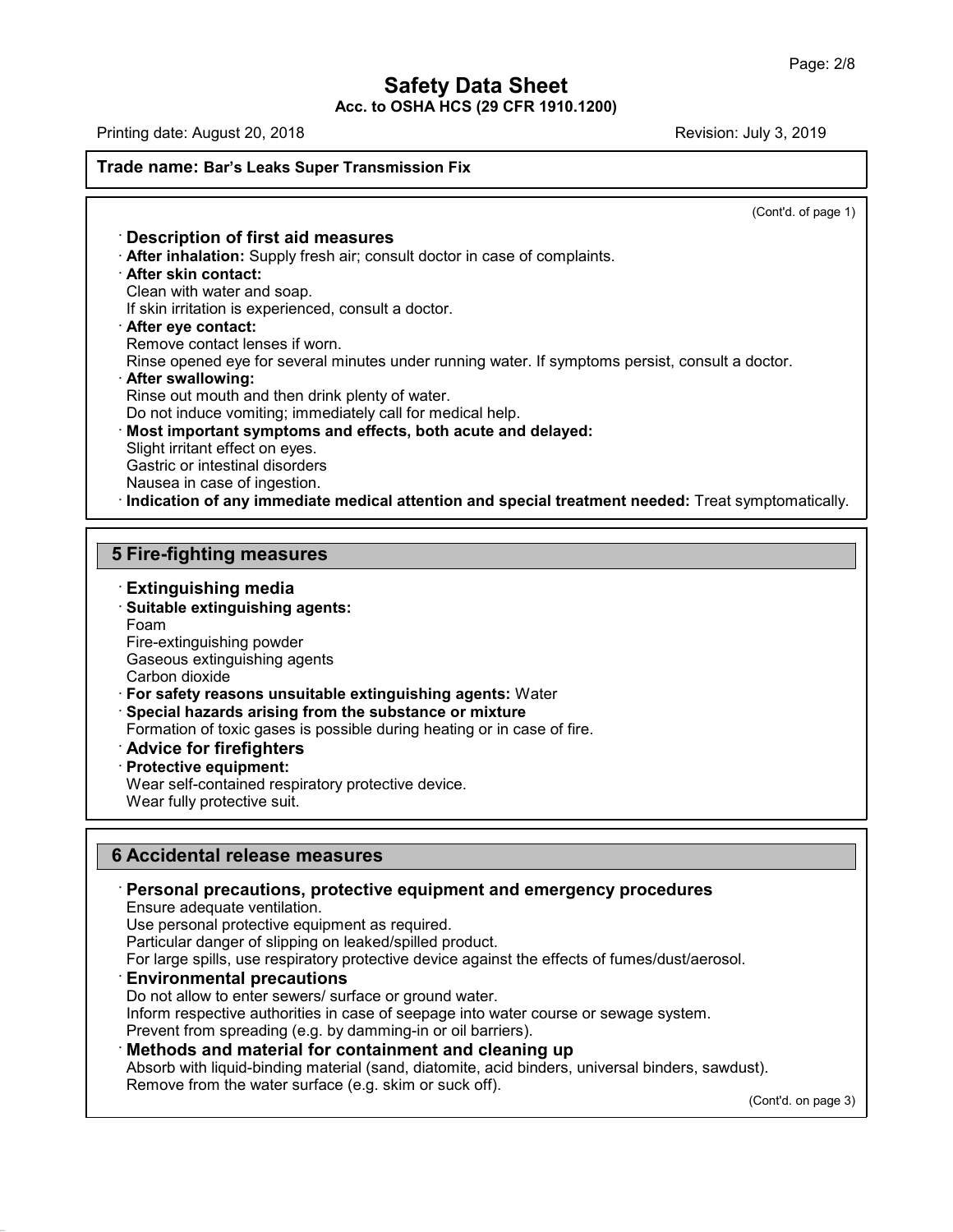Trade name: **Bar's Leaks Super Transmission Fix**

(Cont'd. of page 1)

· **Description of first aid measures**

· **After inhalation:** Supply fresh air; consult doctor in case of complaints.

· **After skin contact:**
Clean with water and soap.
If skin irritation is experienced, consult a doctor.

· **After eye contact:**
Remove contact lenses if worn.
Rinse opened eye for several minutes under running water. If symptoms persist, consult a doctor.

· **After swallowing:**
Rinse out mouth and then drink plenty of water.
Do not induce vomiting; immediately call for medical help.

· **Most important symptoms and effects, both acute and delayed:**
Slight irritant effect on eyes.
Gastric or intestinal disorders
Nausea in case of ingestion.

· **Indication of any immediate medical attention and special treatment needed:** Treat symptomatically.

## 5 Fire-fighting measures

· **Extinguishing media**

· **Suitable extinguishing agents:**
Foam
Fire-extinguishing powder
Gaseous extinguishing agents
Carbon dioxide

· **For safety reasons unsuitable extinguishing agents:** Water

· **Special hazards arising from the substance or mixture**
Formation of toxic gases is possible during heating or in case of fire.

· **Advice for firefighters**

· **Protective equipment:**
Wear self-contained respiratory protective device.
Wear fully protective suit.

## 6 Accidental release measures

· **Personal precautions, protective equipment and emergency procedures**
Ensure adequate ventilation.
Use personal protective equipment as required.
Particular danger of slipping on leaked/spilled product.
For large spills, use respiratory protective device against the effects of fumes/dust/aerosol.

· **Environmental precautions**
Do not allow to enter sewers/ surface or ground water.
Inform respective authorities in case of seepage into water course or sewage system.
Prevent from spreading (e.g. by damming-in or oil barriers).

· **Methods and material for containment and cleaning up**
Absorb with liquid-binding material (sand, diatomite, acid binders, universal binders, sawdust).
Remove from the water surface (e.g. skim or suck off).

(Cont'd. on page 3)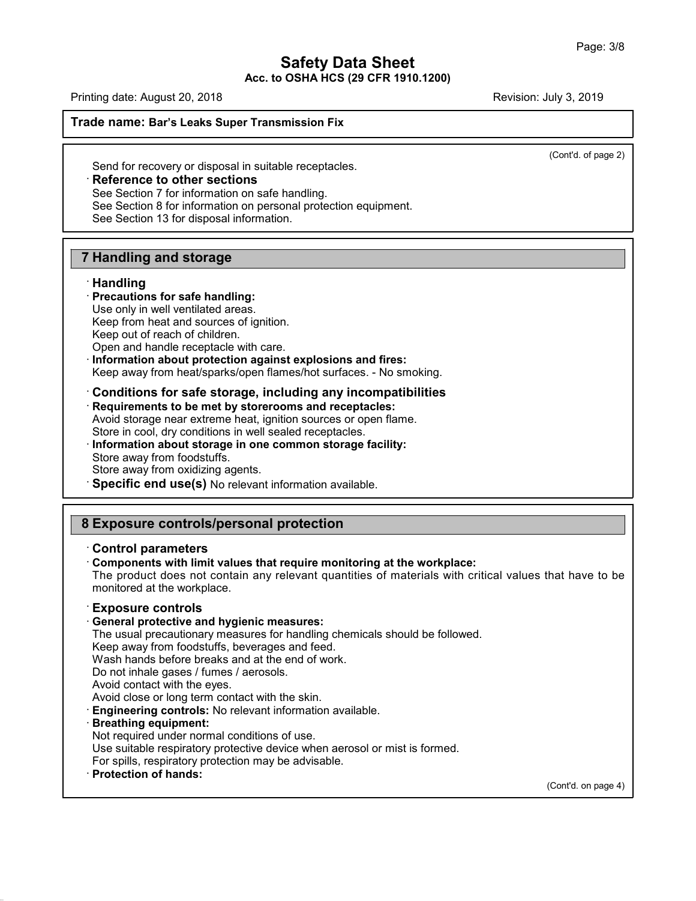(Cont'd. of page 2)

Send for recovery or disposal in suitable receptacles.

· **Reference to other sections**

See Section 7 for information on safe handling.
See Section 8 for information on personal protection equipment.
See Section 13 for disposal information.

## 7 Handling and storage

· **Handling**

· **Precautions for safe handling:**
Use only in well ventilated areas.
Keep from heat and sources of ignition.
Keep out of reach of children.
Open and handle receptacle with care.

· **Information about protection against explosions and fires:**
Keep away from heat/sparks/open flames/hot surfaces. - No smoking.

· **Conditions for safe storage, including any incompatibilities**

· **Requirements to be met by storerooms and receptacles:**
Avoid storage near extreme heat, ignition sources or open flame.
Store in cool, dry conditions in well sealed receptacles.

· **Information about storage in one common storage facility:**
Store away from foodstuffs.
Store away from oxidizing agents.

· **Specific end use(s)** No relevant information available.

## 8 Exposure controls/personal protection

· **Control parameters**

· **Components with limit values that require monitoring at the workplace:**
The product does not contain any relevant quantities of materials with critical values that have to be monitored at the workplace.

· **Exposure controls**

· **General protective and hygienic measures:**
The usual precautionary measures for handling chemicals should be followed.
Keep away from foodstuffs, beverages and feed.
Wash hands before breaks and at the end of work.
Do not inhale gases / fumes / aerosols.
Avoid contact with the eyes.
Avoid close or long term contact with the skin.

· **Engineering controls:** No relevant information available.

· **Breathing equipment:**
Not required under normal conditions of use.
Use suitable respiratory protective device when aerosol or mist is formed.
For spills, respiratory protection may be advisable.

· **Protection of hands:**

(Cont'd. on page 4)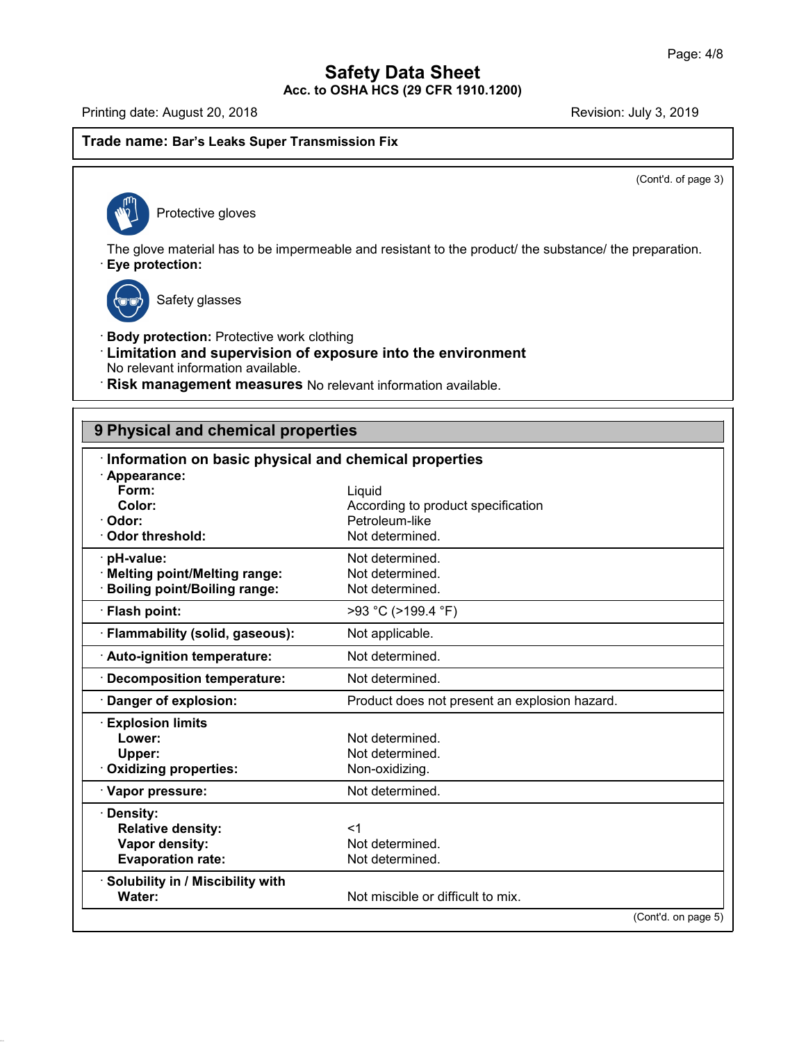## Safety Data Sheet
**Acc. to OSHA HCS (29 CFR 1910.1200)**

Printing date: August 20, 2018 — Revision: July 3, 2019

**Trade name: Bar's Leaks Super Transmission Fix**

(Cont'd. of page 3)

Protective gloves

The glove material has to be impermeable and resistant to the product/ the substance/ the preparation.

· **Eye protection:**

Safety glasses

· **Body protection:** Protective work clothing

· **Limitation and supervision of exposure into the environment**
No relevant information available.

· **Risk management measures** No relevant information available.

## 9 Physical and chemical properties

| · **Information on basic physical and chemical properties** | |
|---|---|
| · **Appearance:** | |
| **Form:** | Liquid |
| **Color:** | According to product specification |
| · **Odor:** | Petroleum-like |
| · **Odor threshold:** | Not determined. |
| · **pH-value:** | Not determined. |
| · **Melting point/Melting range:** | Not determined. |
| · **Boiling point/Boiling range:** | Not determined. |
| · **Flash point:** | >93 °C (>199.4 °F) |
| · **Flammability (solid, gaseous):** | Not applicable. |
| · **Auto-ignition temperature:** | Not determined. |
| · **Decomposition temperature:** | Not determined. |
| · **Danger of explosion:** | Product does not present an explosion hazard. |
| · **Explosion limits** | |
| **Lower:** | Not determined. |
| **Upper:** | Not determined. |
| · **Oxidizing properties:** | Non-oxidizing. |
| · **Vapor pressure:** | Not determined. |
| · **Density:** | |
| **Relative density:** | <1 |
| **Vapor density:** | Not determined. |
| **Evaporation rate:** | Not determined. |
| · **Solubility in / Miscibility with** | |
| **Water:** | Not miscible or difficult to mix. |

(Cont'd. on page 5)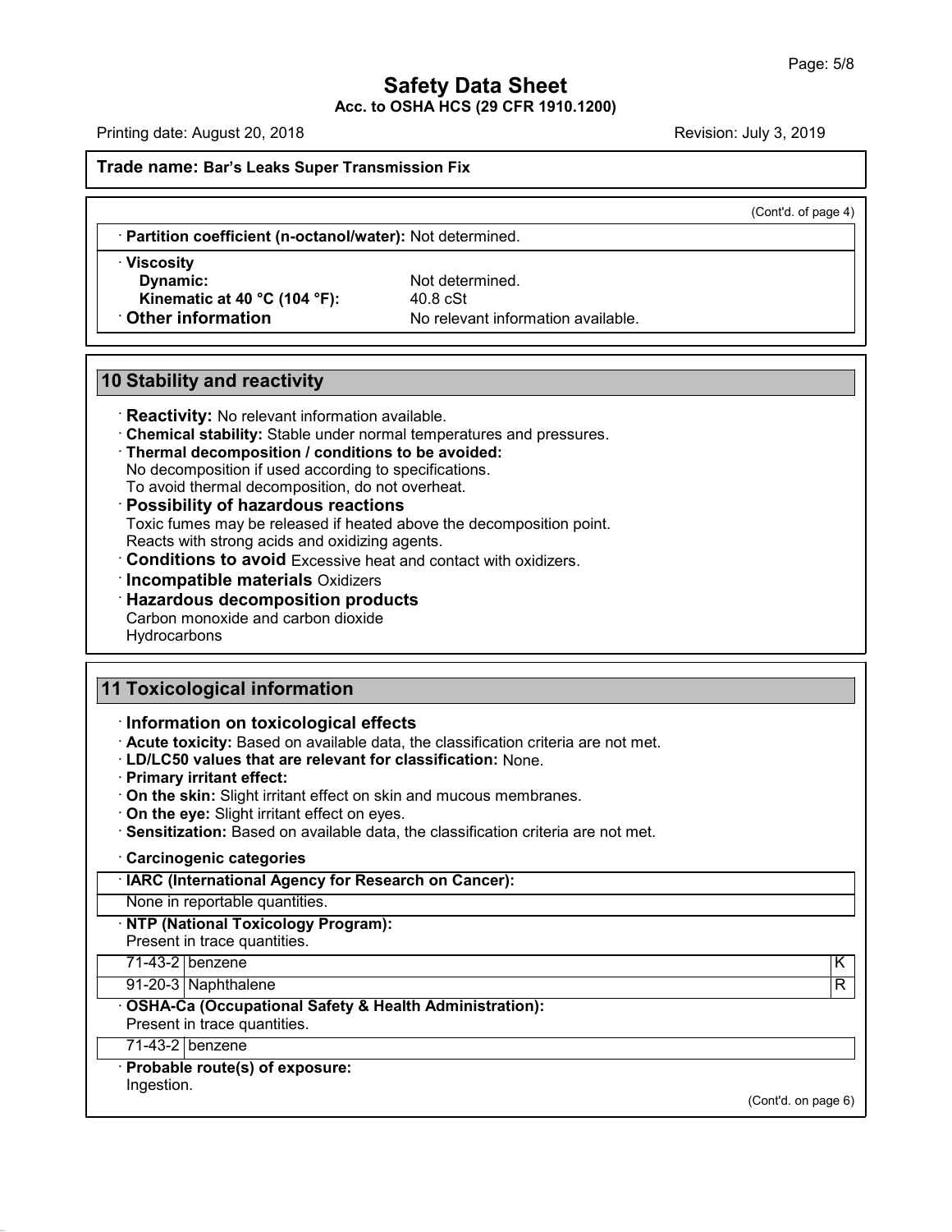(Cont'd. of page 4)

· **Partition coefficient (n-octanol/water):** Not determined.

· **Viscosity**
  **Dynamic:** Not determined.
  **Kinematic at 40 °C (104 °F):** 40.8 cSt

· **Other information** No relevant information available.

## 10 Stability and reactivity

· **Reactivity:** No relevant information available.
· **Chemical stability:** Stable under normal temperatures and pressures.
· **Thermal decomposition / conditions to be avoided:**
No decomposition if used according to specifications.
To avoid thermal decomposition, do not overheat.
· **Possibility of hazardous reactions**
Toxic fumes may be released if heated above the decomposition point.
Reacts with strong acids and oxidizing agents.
· **Conditions to avoid** Excessive heat and contact with oxidizers.
· **Incompatible materials** Oxidizers
· **Hazardous decomposition products**
Carbon monoxide and carbon dioxide
Hydrocarbons

## 11 Toxicological information

· **Information on toxicological effects**
· **Acute toxicity:** Based on available data, the classification criteria are not met.
· **LD/LC50 values that are relevant for classification:** None.
· **Primary irritant effect:**
· **On the skin:** Slight irritant effect on skin and mucous membranes.
· **On the eye:** Slight irritant effect on eyes.
· **Sensitization:** Based on available data, the classification criteria are not met.

· **Carcinogenic categories**

· **IARC (International Agency for Research on Cancer):**
None in reportable quantities.

· **NTP (National Toxicology Program):**
Present in trace quantities.

| | | |
|---|---|---|
| 71-43-2 | benzene | K |
| 91-20-3 | Naphthalene | R |

· **OSHA-Ca (Occupational Safety & Health Administration):**
Present in trace quantities.

| | |
|---|---|
| 71-43-2 | benzene |

· **Probable route(s) of exposure:**
Ingestion.

(Cont'd. on page 6)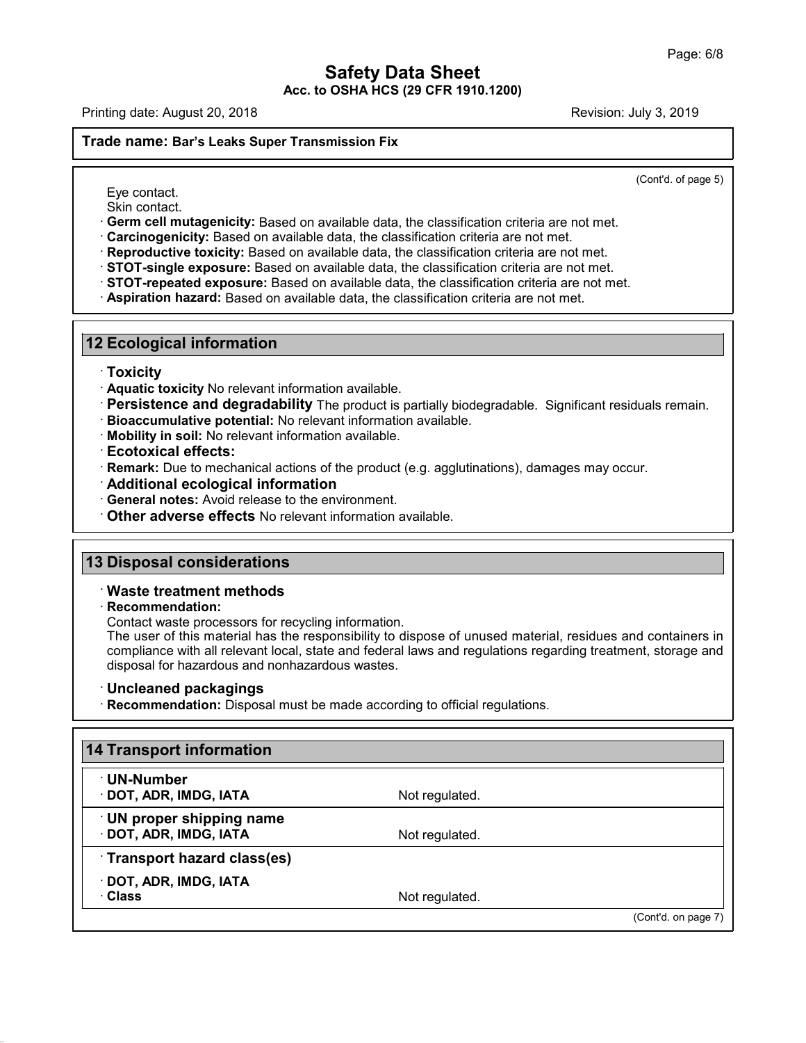(Cont'd. of page 5)

Eye contact.
Skin contact.

· **Germ cell mutagenicity:** Based on available data, the classification criteria are not met.
· **Carcinogenicity:** Based on available data, the classification criteria are not met.
· **Reproductive toxicity:** Based on available data, the classification criteria are not met.
· **STOT-single exposure:** Based on available data, the classification criteria are not met.
· **STOT-repeated exposure:** Based on available data, the classification criteria are not met.
· **Aspiration hazard:** Based on available data, the classification criteria are not met.

## 12 Ecological information

· **Toxicity**
· **Aquatic toxicity** No relevant information available.
· **Persistence and degradability** The product is partially biodegradable. Significant residuals remain.
· **Bioaccumulative potential:** No relevant information available.
· **Mobility in soil:** No relevant information available.
· **Ecotoxical effects:**
· **Remark:** Due to mechanical actions of the product (e.g. agglutinations), damages may occur.
· **Additional ecological information**
· **General notes:** Avoid release to the environment.
· **Other adverse effects** No relevant information available.

## 13 Disposal considerations

· **Waste treatment methods**
· **Recommendation:**
Contact waste processors for recycling information.
The user of this material has the responsibility to dispose of unused material, residues and containers in compliance with all relevant local, state and federal laws and regulations regarding treatment, storage and disposal for hazardous and nonhazardous wastes.

· **Uncleaned packagings**
· **Recommendation:** Disposal must be made according to official regulations.

## 14 Transport information

| | |
|---|---|
| · **UN-Number** | |
| · **DOT, ADR, IMDG, IATA** | Not regulated. |
| · **UN proper shipping name** | |
| · **DOT, ADR, IMDG, IATA** | Not regulated. |
| · **Transport hazard class(es)** | |
| · **DOT, ADR, IMDG, IATA** | |
| · **Class** | Not regulated. |

(Cont'd. on page 7)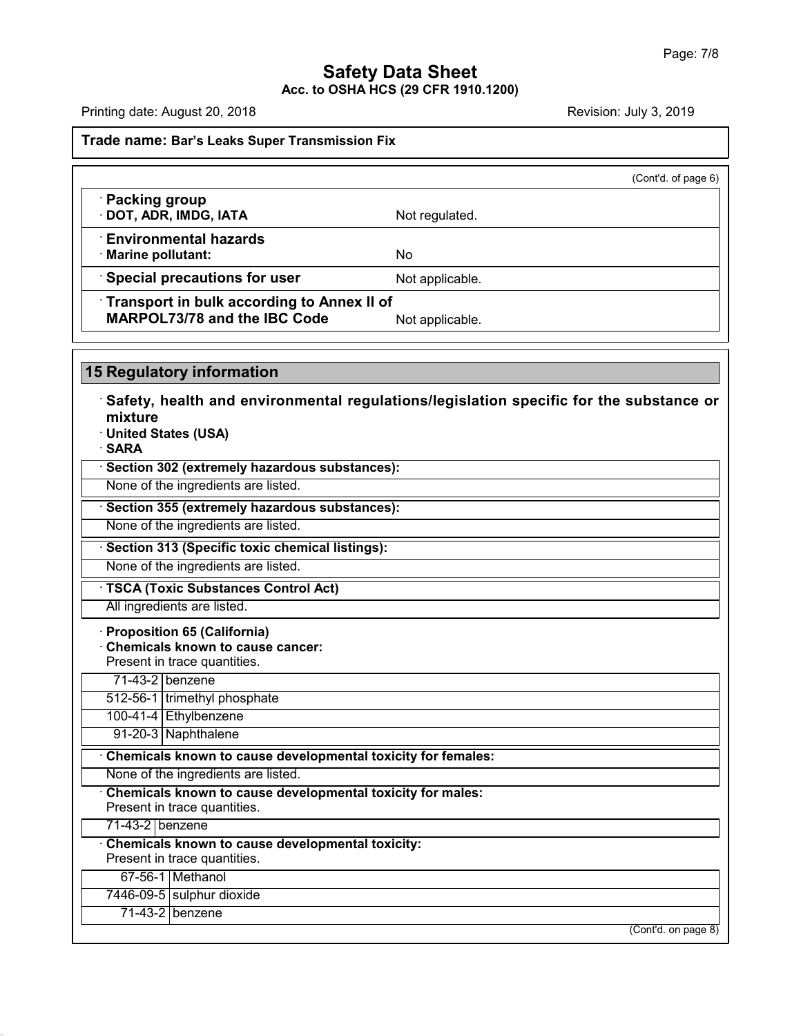(Cont'd. of page 6)

| · **Packing group** | |
|---|---|
| · **DOT, ADR, IMDG, IATA** | Not regulated. |
| · **Environmental hazards** | |
| · **Marine pollutant:** | No |
| · **Special precautions for user** | Not applicable. |
| · **Transport in bulk according to Annex II of MARPOL73/78 and the IBC Code** | Not applicable. |

## 15 Regulatory information

· **Safety, health and environmental regulations/legislation specific for the substance or mixture**

· **United States (USA)**

· **SARA**

· **Section 302 (extremely hazardous substances):**

None of the ingredients are listed.

· **Section 355 (extremely hazardous substances):**

None of the ingredients are listed.

· **Section 313 (Specific toxic chemical listings):**

None of the ingredients are listed.

· **TSCA (Toxic Substances Control Act)**

All ingredients are listed.

· **Proposition 65 (California)**

· **Chemicals known to cause cancer:**

Present in trace quantities.

| | |
|---|---|
| 71-43-2 | benzene |
| 512-56-1 | trimethyl phosphate |
| 100-41-4 | Ethylbenzene |
| 91-20-3 | Naphthalene |

· **Chemicals known to cause developmental toxicity for females:**

None of the ingredients are listed.

· **Chemicals known to cause developmental toxicity for males:**

Present in trace quantities.

| | |
|---|---|
| 71-43-2 | benzene |

· **Chemicals known to cause developmental toxicity:**

Present in trace quantities.

| | |
|---|---|
| 67-56-1 | Methanol |
| 7446-09-5 | sulphur dioxide |
| 71-43-2 | benzene |

(Cont'd. on page 8)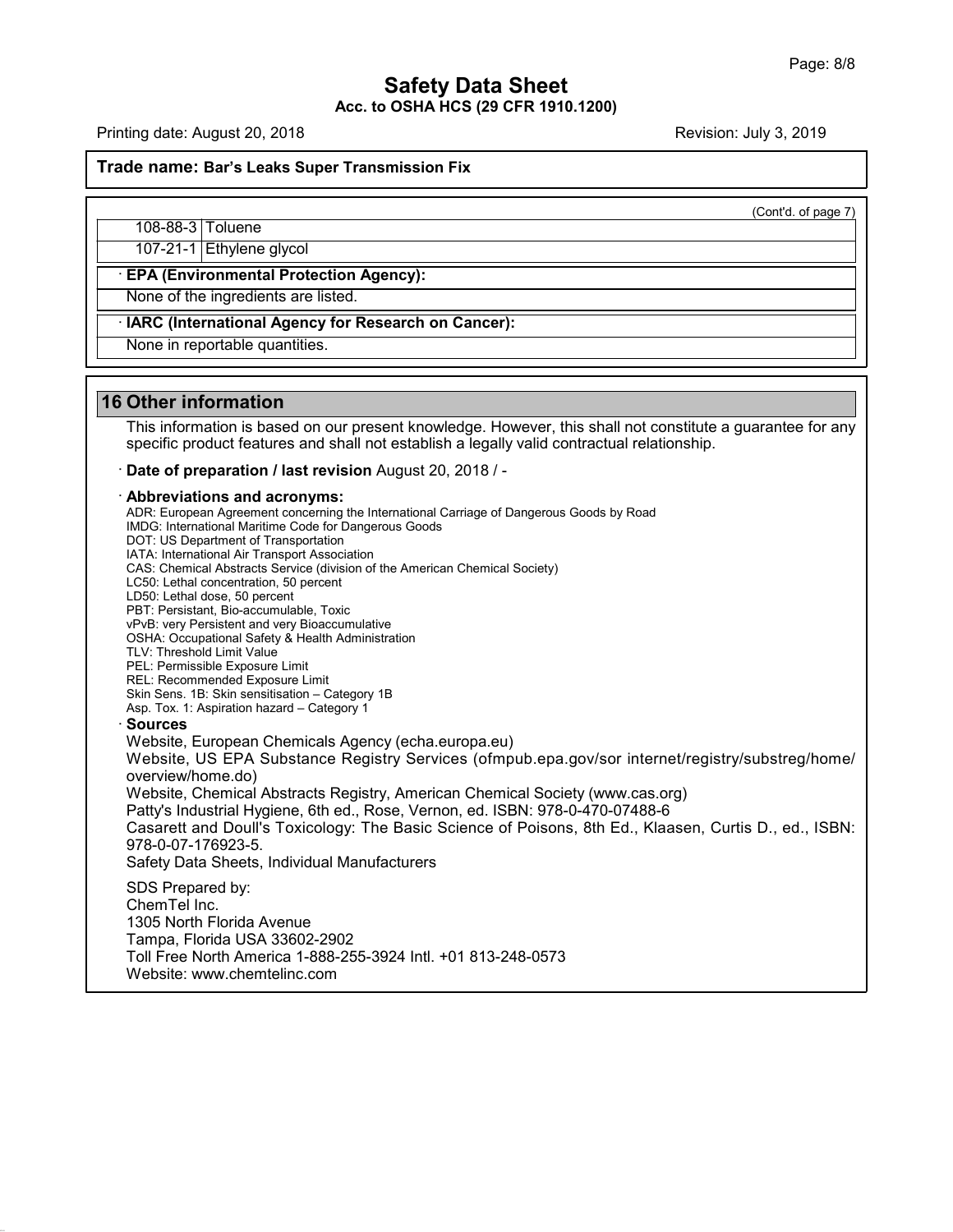(Cont'd. of page 7)

| | |
|---|---|
| 108-88-3 | Toluene |
| 107-21-1 | Ethylene glycol |

· **EPA (Environmental Protection Agency):**

None of the ingredients are listed.

· **IARC (International Agency for Research on Cancer):**

None in reportable quantities.

## 16 Other information

This information is based on our present knowledge. However, this shall not constitute a guarantee for any specific product features and shall not establish a legally valid contractual relationship.

· **Date of preparation / last revision** August 20, 2018 / -

· **Abbreviations and acronyms:**

ADR: European Agreement concerning the International Carriage of Dangerous Goods by Road
IMDG: International Maritime Code for Dangerous Goods
DOT: US Department of Transportation
IATA: International Air Transport Association
CAS: Chemical Abstracts Service (division of the American Chemical Society)
LC50: Lethal concentration, 50 percent
LD50: Lethal dose, 50 percent
PBT: Persistant, Bio-accumulable, Toxic
vPvB: very Persistent and very Bioaccumulative
OSHA: Occupational Safety & Health Administration
TLV: Threshold Limit Value
PEL: Permissible Exposure Limit
REL: Recommended Exposure Limit
Skin Sens. 1B: Skin sensitisation – Category 1B
Asp. Tox. 1: Aspiration hazard – Category 1

· **Sources**

Website, European Chemicals Agency (echa.europa.eu)
Website, US EPA Substance Registry Services (ofmpub.epa.gov/sor internet/registry/substreg/home/overview/home.do)
Website, Chemical Abstracts Registry, American Chemical Society (www.cas.org)
Patty's Industrial Hygiene, 6th ed., Rose, Vernon, ed. ISBN: 978-0-470-07488-6
Casarett and Doull's Toxicology: The Basic Science of Poisons, 8th Ed., Klaasen, Curtis D., ed., ISBN: 978-0-07-176923-5.
Safety Data Sheets, Individual Manufacturers

SDS Prepared by:
ChemTel Inc.
1305 North Florida Avenue
Tampa, Florida USA 33602-2902
Toll Free North America 1-888-255-3924 Intl. +01 813-248-0573
Website: www.chemtelinc.com